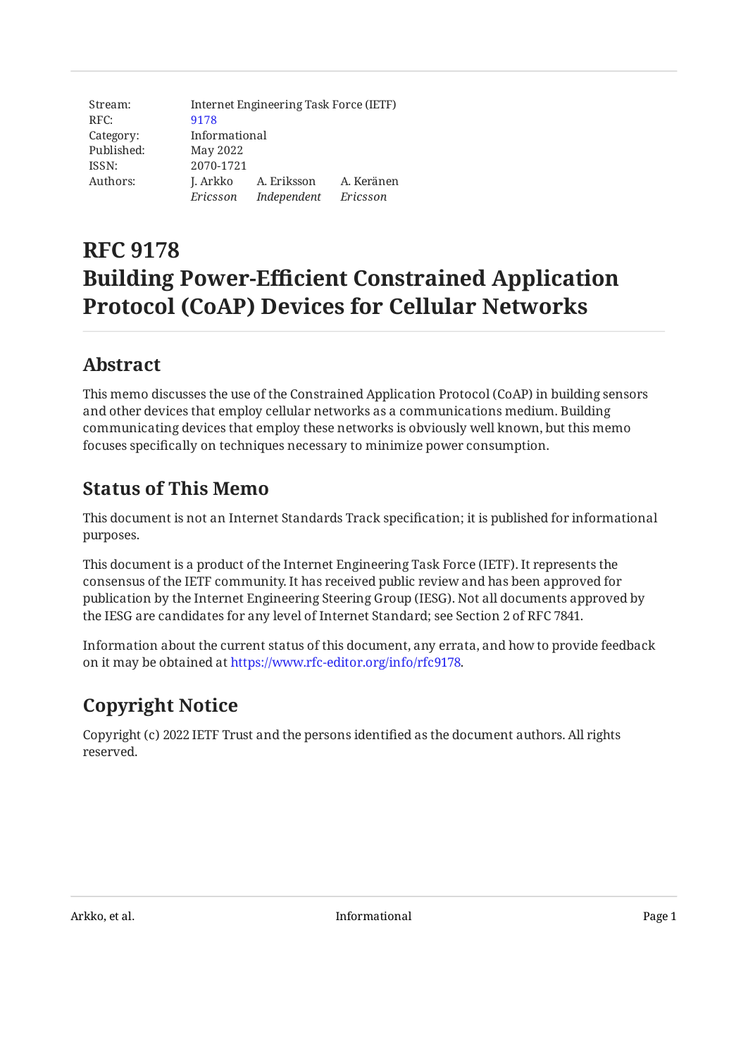| Stream: | Internet Engineering Task Force (IETF) | | |
| --- | --- | --- | --- |
| RFC: | 9178 | | |
| Category: | Informational | | |
| Published: | May 2022 | | |
| ISSN: | 2070-1721 | | |
| Authors: | J. Arkko *Ericsson* | A. Eriksson *Independent* | A. Keränen *Ericsson* |

# RFC 9178 Building Power-Efficient Constrained Application Protocol (CoAP) Devices for Cellular Networks

## Abstract

This memo discusses the use of the Constrained Application Protocol (CoAP) in building sensors and other devices that employ cellular networks as a communications medium. Building communicating devices that employ these networks is obviously well known, but this memo focuses specifically on techniques necessary to minimize power consumption.

## Status of This Memo

This document is not an Internet Standards Track specification; it is published for informational purposes.

This document is a product of the Internet Engineering Task Force (IETF). It represents the consensus of the IETF community. It has received public review and has been approved for publication by the Internet Engineering Steering Group (IESG). Not all documents approved by the IESG are candidates for any level of Internet Standard; see Section 2 of RFC 7841.

Information about the current status of this document, any errata, and how to provide feedback on it may be obtained at https://www.rfc-editor.org/info/rfc9178.

## Copyright Notice

Copyright (c) 2022 IETF Trust and the persons identified as the document authors. All rights reserved.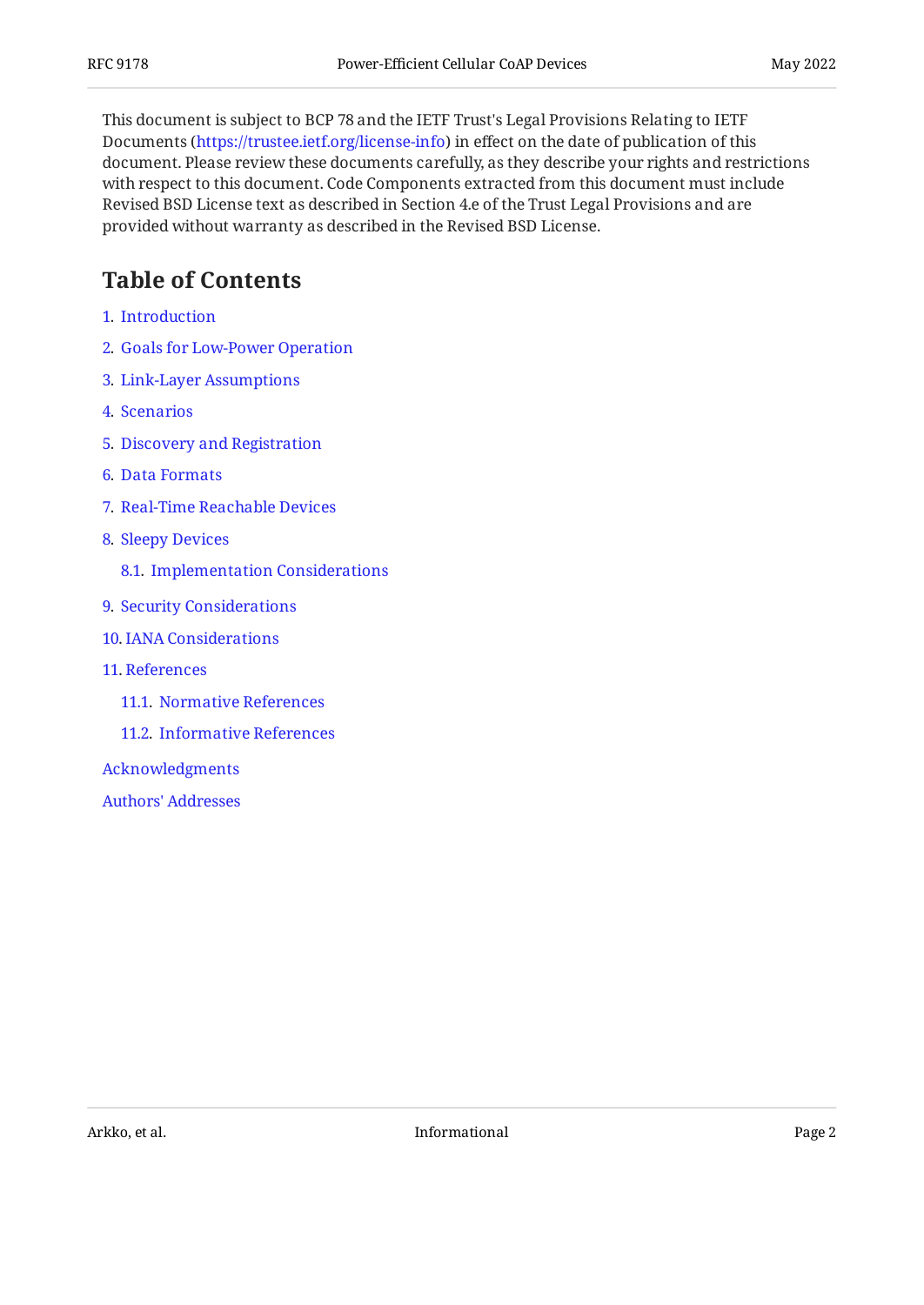This document is subject to BCP 78 and the IETF Trust's Legal Provisions Relating to IETF Documents (https://trustee.ietf.org/license-info) in effect on the date of publication of this document. Please review these documents carefully, as they describe your rights and restrictions with respect to this document. Code Components extracted from this document must include Revised BSD License text as described in Section 4.e of the Trust Legal Provisions and are provided without warranty as described in the Revised BSD License.

## Table of Contents

1. Introduction
2. Goals for Low-Power Operation
3. Link-Layer Assumptions
4. Scenarios
5. Discovery and Registration
6. Data Formats
7. Real-Time Reachable Devices
8. Sleepy Devices
   - 8.1. Implementation Considerations
9. Security Considerations
10. IANA Considerations
11. References
    - 11.1. Normative References
    - 11.2. Informative References

Acknowledgments

Authors' Addresses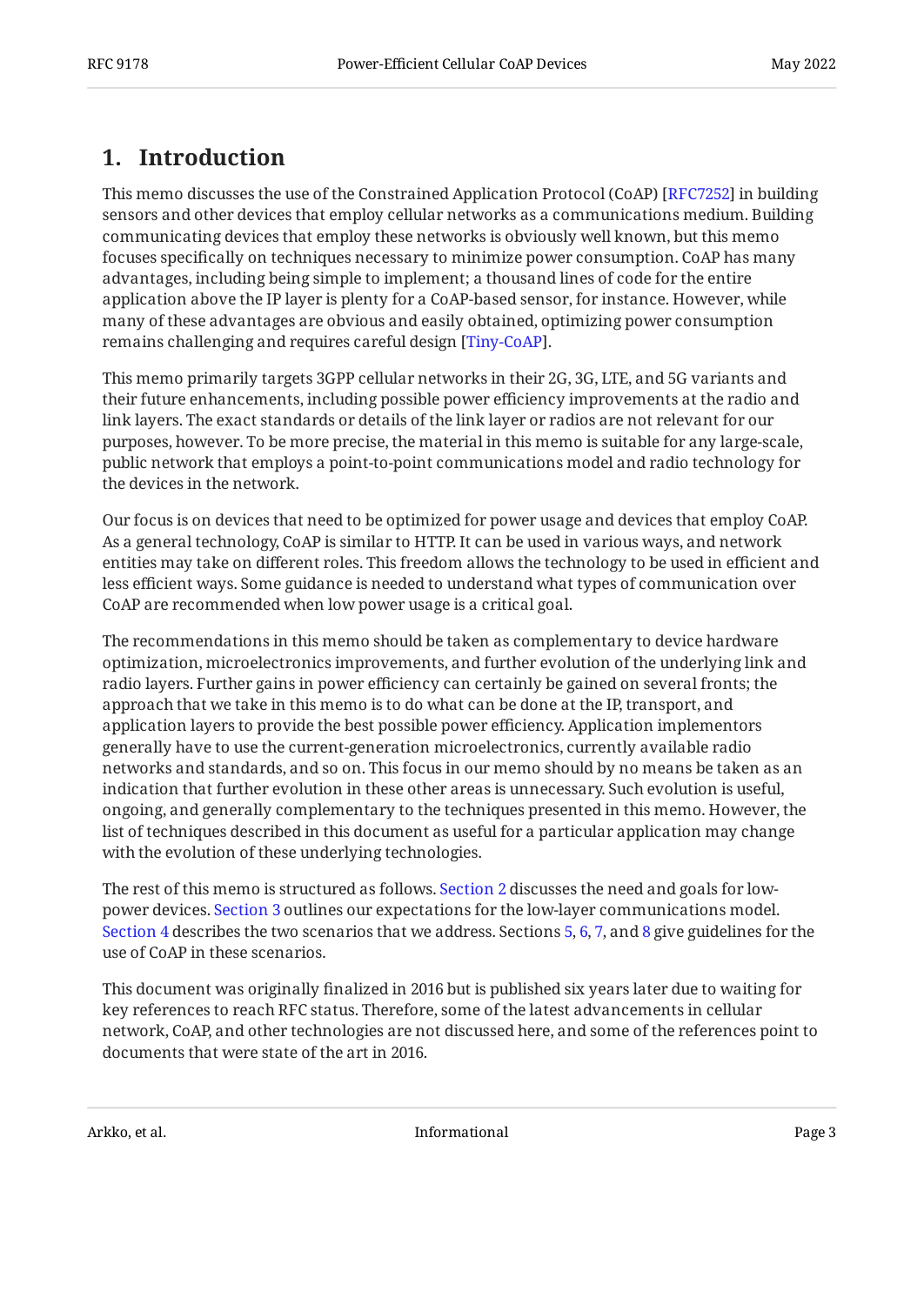## 1. Introduction

This memo discusses the use of the Constrained Application Protocol (CoAP) [RFC7252] in building sensors and other devices that employ cellular networks as a communications medium. Building communicating devices that employ these networks is obviously well known, but this memo focuses specifically on techniques necessary to minimize power consumption. CoAP has many advantages, including being simple to implement; a thousand lines of code for the entire application above the IP layer is plenty for a CoAP-based sensor, for instance. However, while many of these advantages are obvious and easily obtained, optimizing power consumption remains challenging and requires careful design [Tiny-CoAP].

This memo primarily targets 3GPP cellular networks in their 2G, 3G, LTE, and 5G variants and their future enhancements, including possible power efficiency improvements at the radio and link layers. The exact standards or details of the link layer or radios are not relevant for our purposes, however. To be more precise, the material in this memo is suitable for any large-scale, public network that employs a point-to-point communications model and radio technology for the devices in the network.

Our focus is on devices that need to be optimized for power usage and devices that employ CoAP. As a general technology, CoAP is similar to HTTP. It can be used in various ways, and network entities may take on different roles. This freedom allows the technology to be used in efficient and less efficient ways. Some guidance is needed to understand what types of communication over CoAP are recommended when low power usage is a critical goal.

The recommendations in this memo should be taken as complementary to device hardware optimization, microelectronics improvements, and further evolution of the underlying link and radio layers. Further gains in power efficiency can certainly be gained on several fronts; the approach that we take in this memo is to do what can be done at the IP, transport, and application layers to provide the best possible power efficiency. Application implementors generally have to use the current-generation microelectronics, currently available radio networks and standards, and so on. This focus in our memo should by no means be taken as an indication that further evolution in these other areas is unnecessary. Such evolution is useful, ongoing, and generally complementary to the techniques presented in this memo. However, the list of techniques described in this document as useful for a particular application may change with the evolution of these underlying technologies.

The rest of this memo is structured as follows. Section 2 discusses the need and goals for low-power devices. Section 3 outlines our expectations for the low-layer communications model. Section 4 describes the two scenarios that we address. Sections 5, 6, 7, and 8 give guidelines for the use of CoAP in these scenarios.

This document was originally finalized in 2016 but is published six years later due to waiting for key references to reach RFC status. Therefore, some of the latest advancements in cellular network, CoAP, and other technologies are not discussed here, and some of the references point to documents that were state of the art in 2016.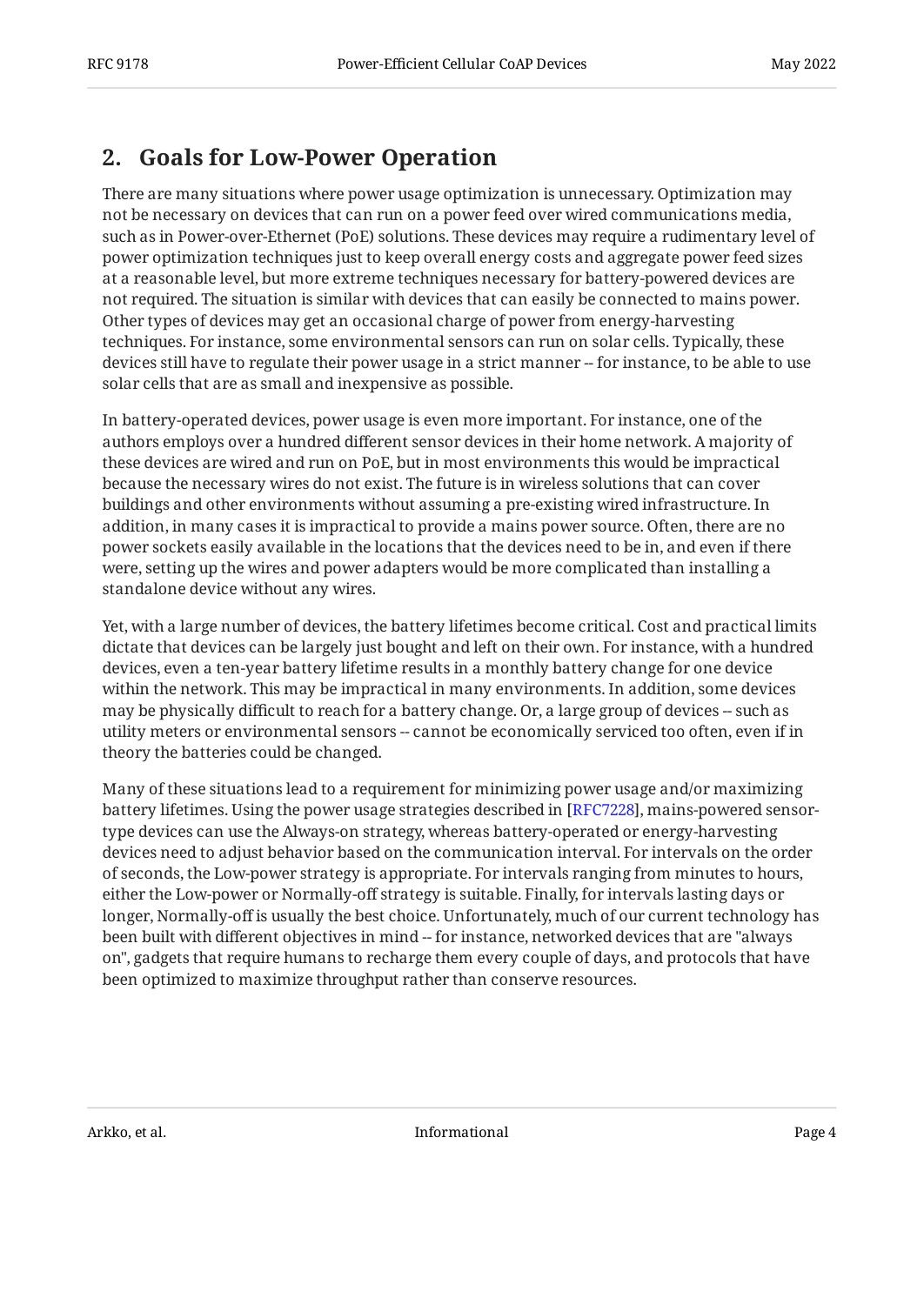## 2. Goals for Low-Power Operation

There are many situations where power usage optimization is unnecessary. Optimization may not be necessary on devices that can run on a power feed over wired communications media, such as in Power-over-Ethernet (PoE) solutions. These devices may require a rudimentary level of power optimization techniques just to keep overall energy costs and aggregate power feed sizes at a reasonable level, but more extreme techniques necessary for battery-powered devices are not required. The situation is similar with devices that can easily be connected to mains power. Other types of devices may get an occasional charge of power from energy-harvesting techniques. For instance, some environmental sensors can run on solar cells. Typically, these devices still have to regulate their power usage in a strict manner -- for instance, to be able to use solar cells that are as small and inexpensive as possible.

In battery-operated devices, power usage is even more important. For instance, one of the authors employs over a hundred different sensor devices in their home network. A majority of these devices are wired and run on PoE, but in most environments this would be impractical because the necessary wires do not exist. The future is in wireless solutions that can cover buildings and other environments without assuming a pre-existing wired infrastructure. In addition, in many cases it is impractical to provide a mains power source. Often, there are no power sockets easily available in the locations that the devices need to be in, and even if there were, setting up the wires and power adapters would be more complicated than installing a standalone device without any wires.

Yet, with a large number of devices, the battery lifetimes become critical. Cost and practical limits dictate that devices can be largely just bought and left on their own. For instance, with a hundred devices, even a ten-year battery lifetime results in a monthly battery change for one device within the network. This may be impractical in many environments. In addition, some devices may be physically difficult to reach for a battery change. Or, a large group of devices -- such as utility meters or environmental sensors -- cannot be economically serviced too often, even if in theory the batteries could be changed.

Many of these situations lead to a requirement for minimizing power usage and/or maximizing battery lifetimes. Using the power usage strategies described in [RFC7228], mains-powered sensor-type devices can use the Always-on strategy, whereas battery-operated or energy-harvesting devices need to adjust behavior based on the communication interval. For intervals on the order of seconds, the Low-power strategy is appropriate. For intervals ranging from minutes to hours, either the Low-power or Normally-off strategy is suitable. Finally, for intervals lasting days or longer, Normally-off is usually the best choice. Unfortunately, much of our current technology has been built with different objectives in mind -- for instance, networked devices that are "always on", gadgets that require humans to recharge them every couple of days, and protocols that have been optimized to maximize throughput rather than conserve resources.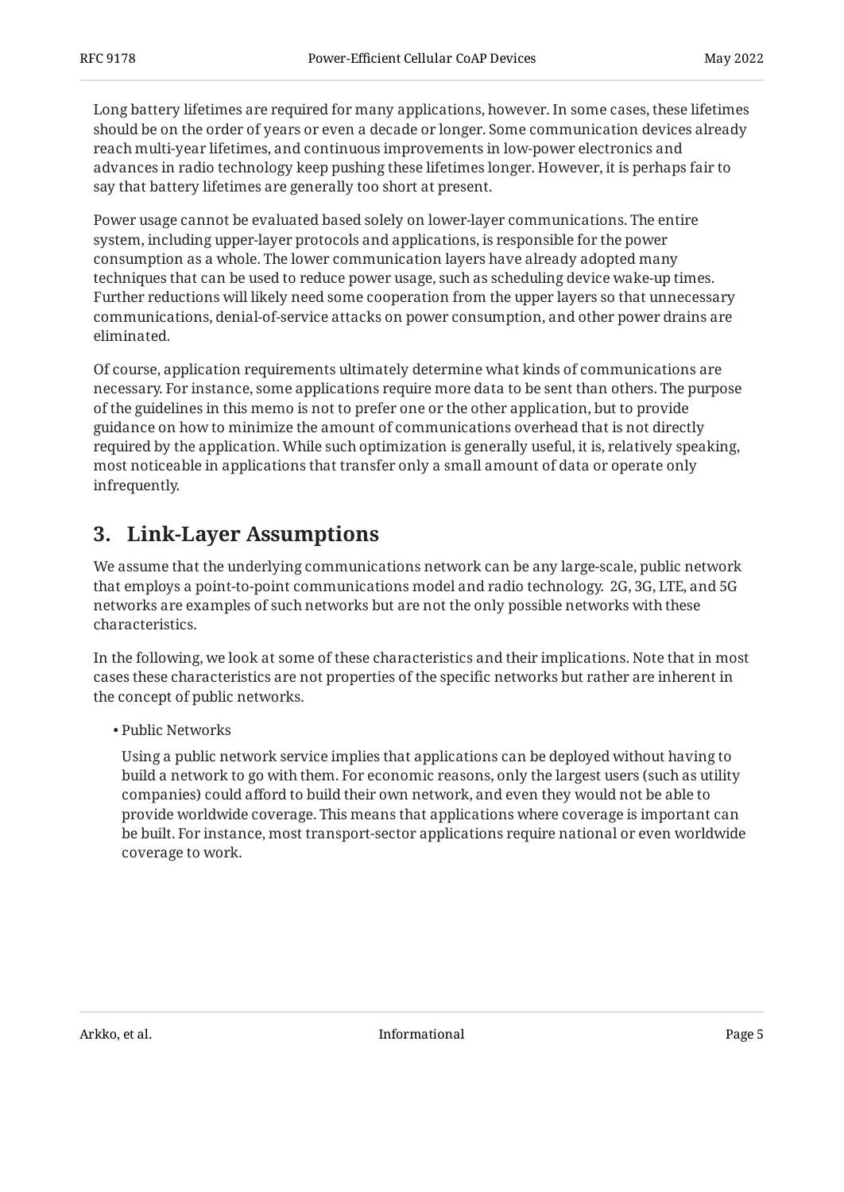Long battery lifetimes are required for many applications, however. In some cases, these lifetimes should be on the order of years or even a decade or longer. Some communication devices already reach multi-year lifetimes, and continuous improvements in low-power electronics and advances in radio technology keep pushing these lifetimes longer. However, it is perhaps fair to say that battery lifetimes are generally too short at present.

Power usage cannot be evaluated based solely on lower-layer communications. The entire system, including upper-layer protocols and applications, is responsible for the power consumption as a whole. The lower communication layers have already adopted many techniques that can be used to reduce power usage, such as scheduling device wake-up times. Further reductions will likely need some cooperation from the upper layers so that unnecessary communications, denial-of-service attacks on power consumption, and other power drains are eliminated.

Of course, application requirements ultimately determine what kinds of communications are necessary. For instance, some applications require more data to be sent than others. The purpose of the guidelines in this memo is not to prefer one or the other application, but to provide guidance on how to minimize the amount of communications overhead that is not directly required by the application. While such optimization is generally useful, it is, relatively speaking, most noticeable in applications that transfer only a small amount of data or operate only infrequently.

## 3. Link-Layer Assumptions

We assume that the underlying communications network can be any large-scale, public network that employs a point-to-point communications model and radio technology. 2G, 3G, LTE, and 5G networks are examples of such networks but are not the only possible networks with these characteristics.

In the following, we look at some of these characteristics and their implications. Note that in most cases these characteristics are not properties of the specific networks but rather are inherent in the concept of public networks.

- Public Networks

  Using a public network service implies that applications can be deployed without having to build a network to go with them. For economic reasons, only the largest users (such as utility companies) could afford to build their own network, and even they would not be able to provide worldwide coverage. This means that applications where coverage is important can be built. For instance, most transport-sector applications require national or even worldwide coverage to work.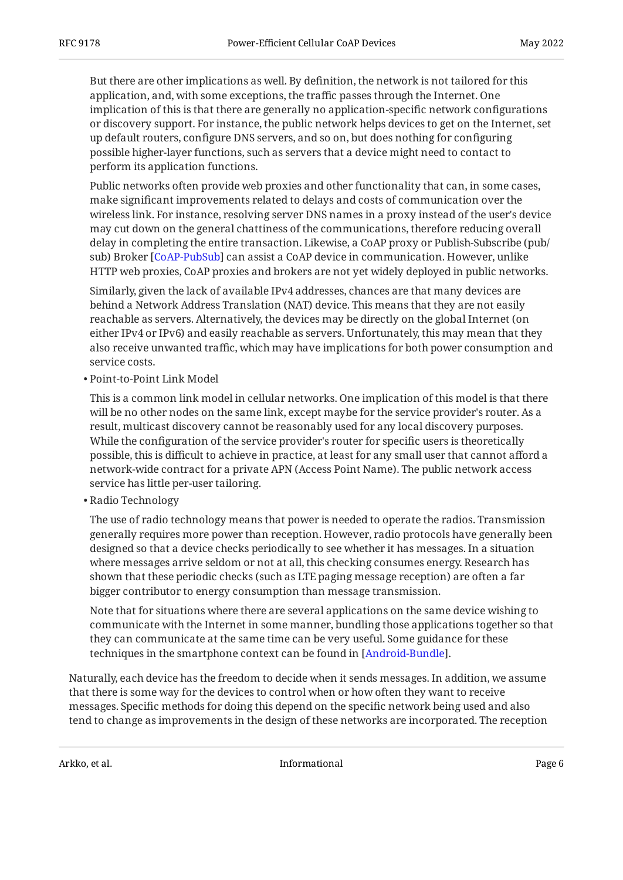But there are other implications as well. By definition, the network is not tailored for this application, and, with some exceptions, the traffic passes through the Internet. One implication of this is that there are generally no application-specific network configurations or discovery support. For instance, the public network helps devices to get on the Internet, set up default routers, configure DNS servers, and so on, but does nothing for configuring possible higher-layer functions, such as servers that a device might need to contact to perform its application functions.

Public networks often provide web proxies and other functionality that can, in some cases, make significant improvements related to delays and costs of communication over the wireless link. For instance, resolving server DNS names in a proxy instead of the user's device may cut down on the general chattiness of the communications, therefore reducing overall delay in completing the entire transaction. Likewise, a CoAP proxy or Publish-Subscribe (pub/sub) Broker [CoAP-PubSub] can assist a CoAP device in communication. However, unlike HTTP web proxies, CoAP proxies and brokers are not yet widely deployed in public networks.

Similarly, given the lack of available IPv4 addresses, chances are that many devices are behind a Network Address Translation (NAT) device. This means that they are not easily reachable as servers. Alternatively, the devices may be directly on the global Internet (on either IPv4 or IPv6) and easily reachable as servers. Unfortunately, this may mean that they also receive unwanted traffic, which may have implications for both power consumption and service costs.

- Point-to-Point Link Model

  This is a common link model in cellular networks. One implication of this model is that there will be no other nodes on the same link, except maybe for the service provider's router. As a result, multicast discovery cannot be reasonably used for any local discovery purposes. While the configuration of the service provider's router for specific users is theoretically possible, this is difficult to achieve in practice, at least for any small user that cannot afford a network-wide contract for a private APN (Access Point Name). The public network access service has little per-user tailoring.

- Radio Technology

  The use of radio technology means that power is needed to operate the radios. Transmission generally requires more power than reception. However, radio protocols have generally been designed so that a device checks periodically to see whether it has messages. In a situation where messages arrive seldom or not at all, this checking consumes energy. Research has shown that these periodic checks (such as LTE paging message reception) are often a far bigger contributor to energy consumption than message transmission.

  Note that for situations where there are several applications on the same device wishing to communicate with the Internet in some manner, bundling those applications together so that they can communicate at the same time can be very useful. Some guidance for these techniques in the smartphone context can be found in [Android-Bundle].

Naturally, each device has the freedom to decide when it sends messages. In addition, we assume that there is some way for the devices to control when or how often they want to receive messages. Specific methods for doing this depend on the specific network being used and also tend to change as improvements in the design of these networks are incorporated. The reception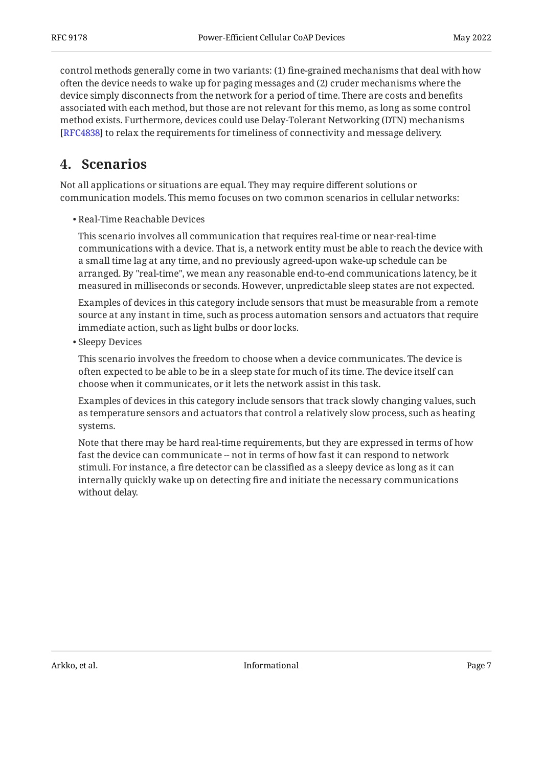control methods generally come in two variants: (1) fine-grained mechanisms that deal with how often the device needs to wake up for paging messages and (2) cruder mechanisms where the device simply disconnects from the network for a period of time. There are costs and benefits associated with each method, but those are not relevant for this memo, as long as some control method exists. Furthermore, devices could use Delay-Tolerant Networking (DTN) mechanisms [RFC4838] to relax the requirements for timeliness of connectivity and message delivery.

## 4. Scenarios

Not all applications or situations are equal. They may require different solutions or communication models. This memo focuses on two common scenarios in cellular networks:

- Real-Time Reachable Devices

  This scenario involves all communication that requires real-time or near-real-time communications with a device. That is, a network entity must be able to reach the device with a small time lag at any time, and no previously agreed-upon wake-up schedule can be arranged. By "real-time", we mean any reasonable end-to-end communications latency, be it measured in milliseconds or seconds. However, unpredictable sleep states are not expected.

  Examples of devices in this category include sensors that must be measurable from a remote source at any instant in time, such as process automation sensors and actuators that require immediate action, such as light bulbs or door locks.

- Sleepy Devices

  This scenario involves the freedom to choose when a device communicates. The device is often expected to be able to be in a sleep state for much of its time. The device itself can choose when it communicates, or it lets the network assist in this task.

  Examples of devices in this category include sensors that track slowly changing values, such as temperature sensors and actuators that control a relatively slow process, such as heating systems.

  Note that there may be hard real-time requirements, but they are expressed in terms of how fast the device can communicate -- not in terms of how fast it can respond to network stimuli. For instance, a fire detector can be classified as a sleepy device as long as it can internally quickly wake up on detecting fire and initiate the necessary communications without delay.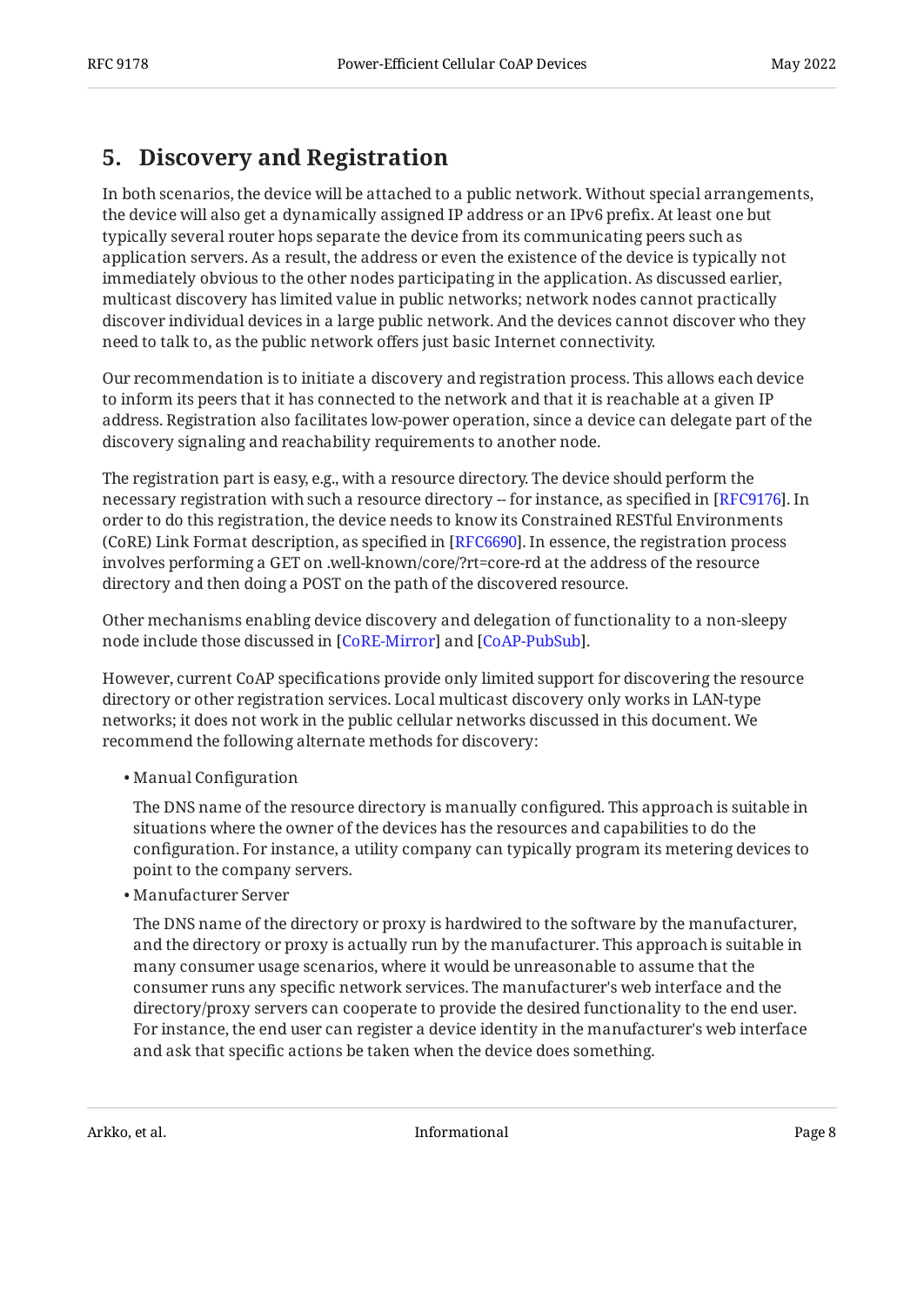## 5. Discovery and Registration

In both scenarios, the device will be attached to a public network. Without special arrangements, the device will also get a dynamically assigned IP address or an IPv6 prefix. At least one but typically several router hops separate the device from its communicating peers such as application servers. As a result, the address or even the existence of the device is typically not immediately obvious to the other nodes participating in the application. As discussed earlier, multicast discovery has limited value in public networks; network nodes cannot practically discover individual devices in a large public network. And the devices cannot discover who they need to talk to, as the public network offers just basic Internet connectivity.

Our recommendation is to initiate a discovery and registration process. This allows each device to inform its peers that it has connected to the network and that it is reachable at a given IP address. Registration also facilitates low-power operation, since a device can delegate part of the discovery signaling and reachability requirements to another node.

The registration part is easy, e.g., with a resource directory. The device should perform the necessary registration with such a resource directory -- for instance, as specified in [RFC9176]. In order to do this registration, the device needs to know its Constrained RESTful Environments (CoRE) Link Format description, as specified in [RFC6690]. In essence, the registration process involves performing a GET on .well-known/core/?rt=core-rd at the address of the resource directory and then doing a POST on the path of the discovered resource.

Other mechanisms enabling device discovery and delegation of functionality to a non-sleepy node include those discussed in [CoRE-Mirror] and [CoAP-PubSub].

However, current CoAP specifications provide only limited support for discovering the resource directory or other registration services. Local multicast discovery only works in LAN-type networks; it does not work in the public cellular networks discussed in this document. We recommend the following alternate methods for discovery:

- Manual Configuration

  The DNS name of the resource directory is manually configured. This approach is suitable in situations where the owner of the devices has the resources and capabilities to do the configuration. For instance, a utility company can typically program its metering devices to point to the company servers.

- Manufacturer Server

  The DNS name of the directory or proxy is hardwired to the software by the manufacturer, and the directory or proxy is actually run by the manufacturer. This approach is suitable in many consumer usage scenarios, where it would be unreasonable to assume that the consumer runs any specific network services. The manufacturer's web interface and the directory/proxy servers can cooperate to provide the desired functionality to the end user. For instance, the end user can register a device identity in the manufacturer's web interface and ask that specific actions be taken when the device does something.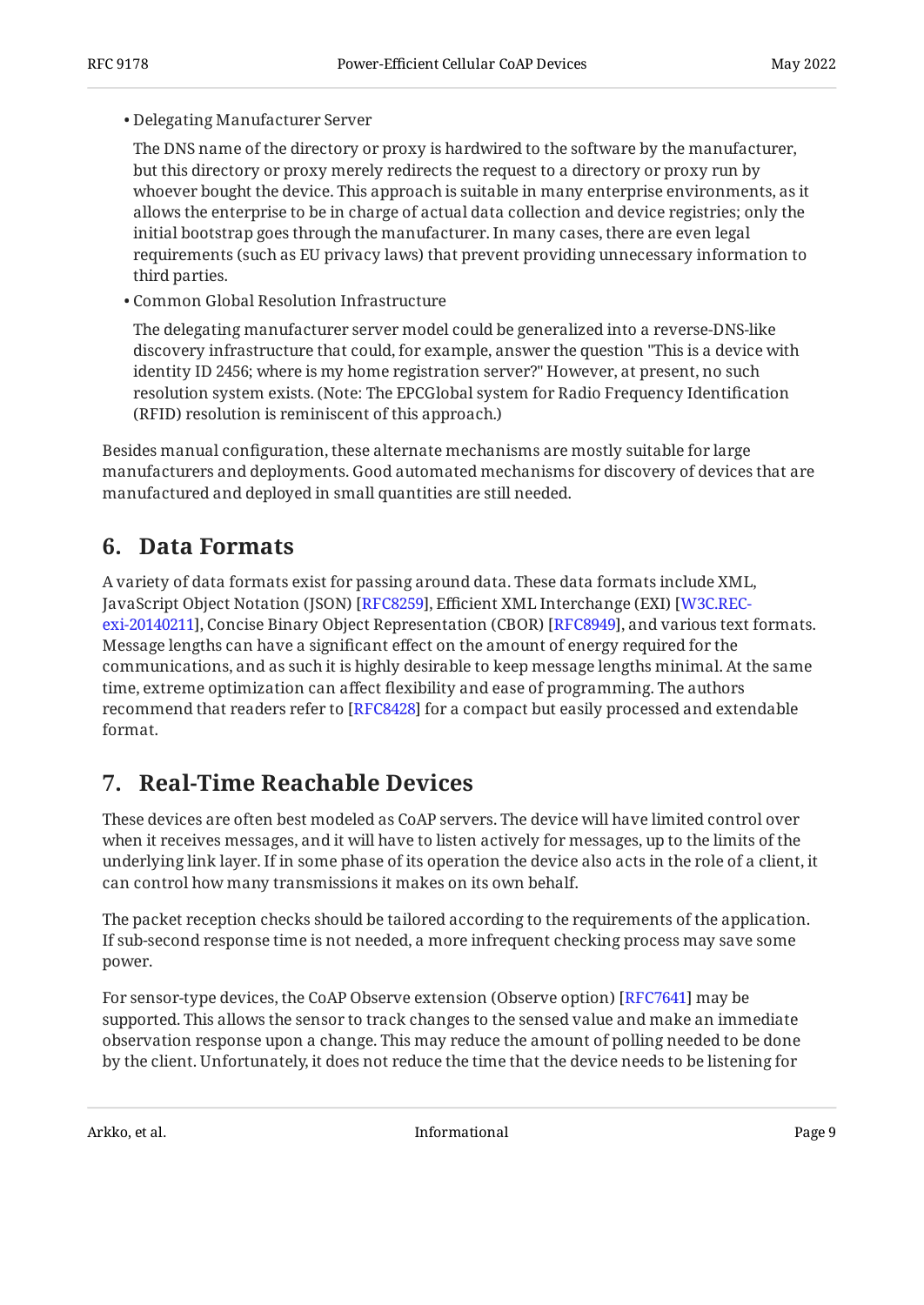- Delegating Manufacturer Server

  The DNS name of the directory or proxy is hardwired to the software by the manufacturer, but this directory or proxy merely redirects the request to a directory or proxy run by whoever bought the device. This approach is suitable in many enterprise environments, as it allows the enterprise to be in charge of actual data collection and device registries; only the initial bootstrap goes through the manufacturer. In many cases, there are even legal requirements (such as EU privacy laws) that prevent providing unnecessary information to third parties.

- Common Global Resolution Infrastructure

  The delegating manufacturer server model could be generalized into a reverse-DNS-like discovery infrastructure that could, for example, answer the question "This is a device with identity ID 2456; where is my home registration server?" However, at present, no such resolution system exists. (Note: The EPCGlobal system for Radio Frequency Identification (RFID) resolution is reminiscent of this approach.)

Besides manual configuration, these alternate mechanisms are mostly suitable for large manufacturers and deployments. Good automated mechanisms for discovery of devices that are manufactured and deployed in small quantities are still needed.

## 6. Data Formats

A variety of data formats exist for passing around data. These data formats include XML, JavaScript Object Notation (JSON) [RFC8259], Efficient XML Interchange (EXI) [W3C.REC-exi-20140211], Concise Binary Object Representation (CBOR) [RFC8949], and various text formats. Message lengths can have a significant effect on the amount of energy required for the communications, and as such it is highly desirable to keep message lengths minimal. At the same time, extreme optimization can affect flexibility and ease of programming. The authors recommend that readers refer to [RFC8428] for a compact but easily processed and extendable format.

## 7. Real-Time Reachable Devices

These devices are often best modeled as CoAP servers. The device will have limited control over when it receives messages, and it will have to listen actively for messages, up to the limits of the underlying link layer. If in some phase of its operation the device also acts in the role of a client, it can control how many transmissions it makes on its own behalf.

The packet reception checks should be tailored according to the requirements of the application. If sub-second response time is not needed, a more infrequent checking process may save some power.

For sensor-type devices, the CoAP Observe extension (Observe option) [RFC7641] may be supported. This allows the sensor to track changes to the sensed value and make an immediate observation response upon a change. This may reduce the amount of polling needed to be done by the client. Unfortunately, it does not reduce the time that the device needs to be listening for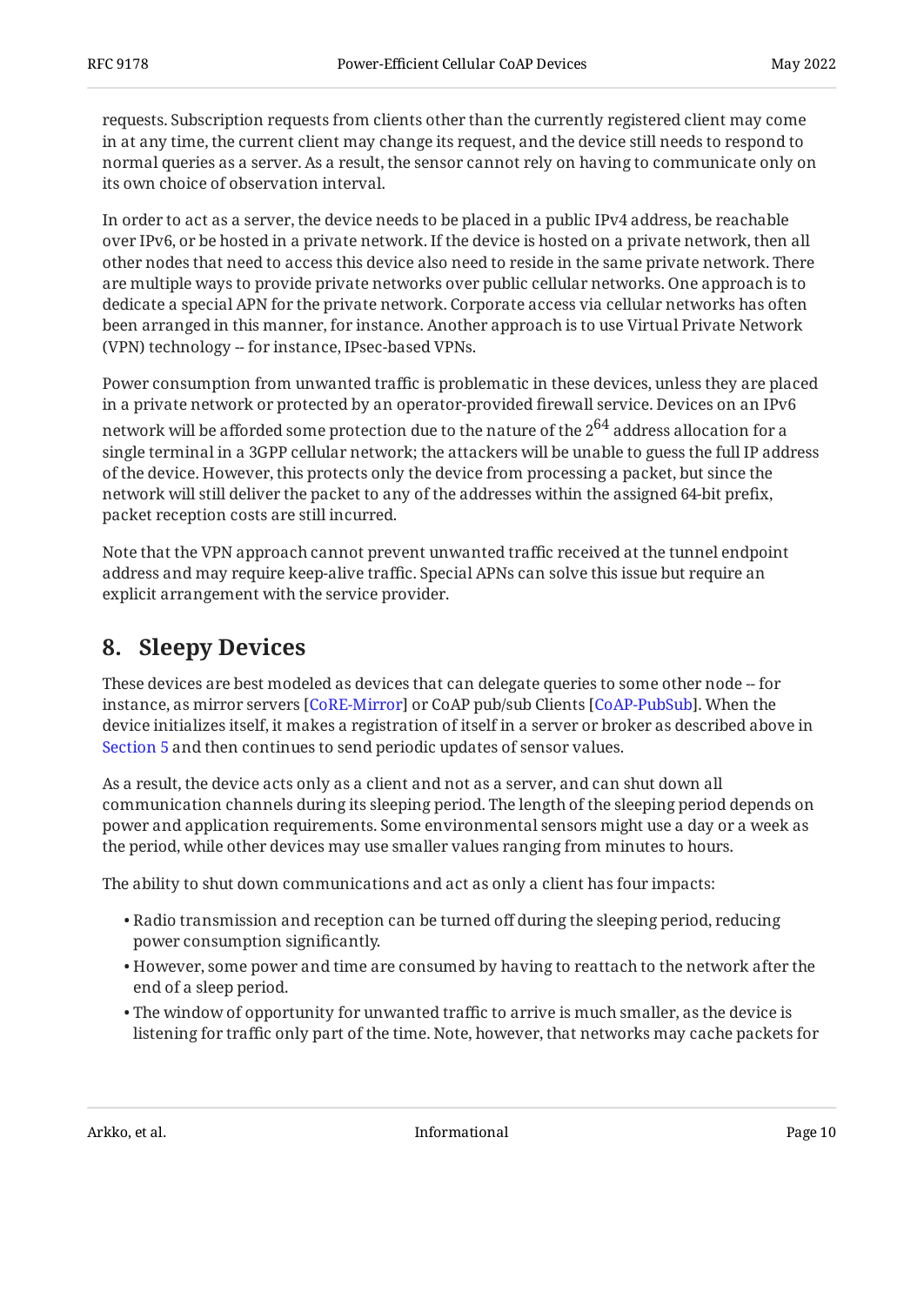requests. Subscription requests from clients other than the currently registered client may come in at any time, the current client may change its request, and the device still needs to respond to normal queries as a server. As a result, the sensor cannot rely on having to communicate only on its own choice of observation interval.

In order to act as a server, the device needs to be placed in a public IPv4 address, be reachable over IPv6, or be hosted in a private network. If the device is hosted on a private network, then all other nodes that need to access this device also need to reside in the same private network. There are multiple ways to provide private networks over public cellular networks. One approach is to dedicate a special APN for the private network. Corporate access via cellular networks has often been arranged in this manner, for instance. Another approach is to use Virtual Private Network (VPN) technology -- for instance, IPsec-based VPNs.

Power consumption from unwanted traffic is problematic in these devices, unless they are placed in a private network or protected by an operator-provided firewall service. Devices on an IPv6 network will be afforded some protection due to the nature of the $2^{64}$ address allocation for a single terminal in a 3GPP cellular network; the attackers will be unable to guess the full IP address of the device. However, this protects only the device from processing a packet, but since the network will still deliver the packet to any of the addresses within the assigned 64-bit prefix, packet reception costs are still incurred.

Note that the VPN approach cannot prevent unwanted traffic received at the tunnel endpoint address and may require keep-alive traffic. Special APNs can solve this issue but require an explicit arrangement with the service provider.

## 8. Sleepy Devices

These devices are best modeled as devices that can delegate queries to some other node -- for instance, as mirror servers [CoRE-Mirror] or CoAP pub/sub Clients [CoAP-PubSub]. When the device initializes itself, it makes a registration of itself in a server or broker as described above in Section 5 and then continues to send periodic updates of sensor values.

As a result, the device acts only as a client and not as a server, and can shut down all communication channels during its sleeping period. The length of the sleeping period depends on power and application requirements. Some environmental sensors might use a day or a week as the period, while other devices may use smaller values ranging from minutes to hours.

The ability to shut down communications and act as only a client has four impacts:

- Radio transmission and reception can be turned off during the sleeping period, reducing power consumption significantly.
- However, some power and time are consumed by having to reattach to the network after the end of a sleep period.
- The window of opportunity for unwanted traffic to arrive is much smaller, as the device is listening for traffic only part of the time. Note, however, that networks may cache packets for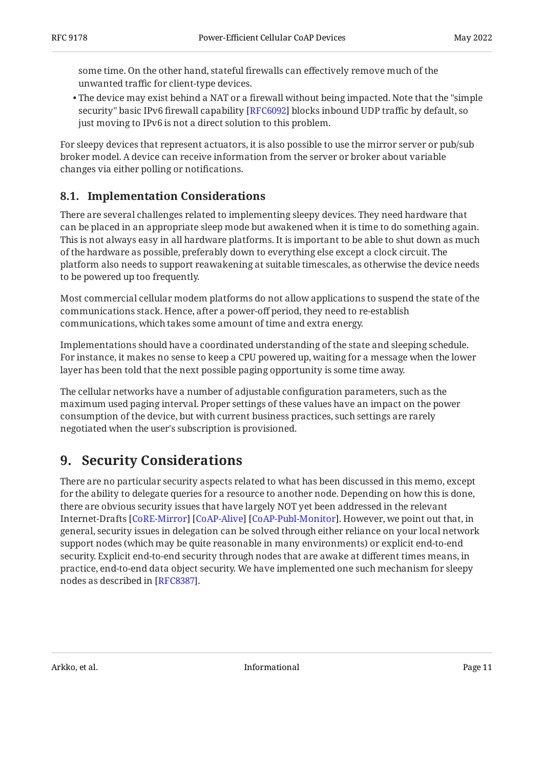some time. On the other hand, stateful firewalls can effectively remove much of the unwanted traffic for client-type devices.

- The device may exist behind a NAT or a firewall without being impacted. Note that the "simple security" basic IPv6 firewall capability [RFC6092] blocks inbound UDP traffic by default, so just moving to IPv6 is not a direct solution to this problem.

For sleepy devices that represent actuators, it is also possible to use the mirror server or pub/sub broker model. A device can receive information from the server or broker about variable changes via either polling or notifications.

### 8.1. Implementation Considerations

There are several challenges related to implementing sleepy devices. They need hardware that can be placed in an appropriate sleep mode but awakened when it is time to do something again. This is not always easy in all hardware platforms. It is important to be able to shut down as much of the hardware as possible, preferably down to everything else except a clock circuit. The platform also needs to support reawakening at suitable timescales, as otherwise the device needs to be powered up too frequently.

Most commercial cellular modem platforms do not allow applications to suspend the state of the communications stack. Hence, after a power-off period, they need to re-establish communications, which takes some amount of time and extra energy.

Implementations should have a coordinated understanding of the state and sleeping schedule. For instance, it makes no sense to keep a CPU powered up, waiting for a message when the lower layer has been told that the next possible paging opportunity is some time away.

The cellular networks have a number of adjustable configuration parameters, such as the maximum used paging interval. Proper settings of these values have an impact on the power consumption of the device, but with current business practices, such settings are rarely negotiated when the user's subscription is provisioned.

## 9. Security Considerations

There are no particular security aspects related to what has been discussed in this memo, except for the ability to delegate queries for a resource to another node. Depending on how this is done, there are obvious security issues that have largely NOT yet been addressed in the relevant Internet-Drafts [CoRE-Mirror] [CoAP-Alive] [CoAP-Publ-Monitor]. However, we point out that, in general, security issues in delegation can be solved through either reliance on your local network support nodes (which may be quite reasonable in many environments) or explicit end-to-end security. Explicit end-to-end security through nodes that are awake at different times means, in practice, end-to-end data object security. We have implemented one such mechanism for sleepy nodes as described in [RFC8387].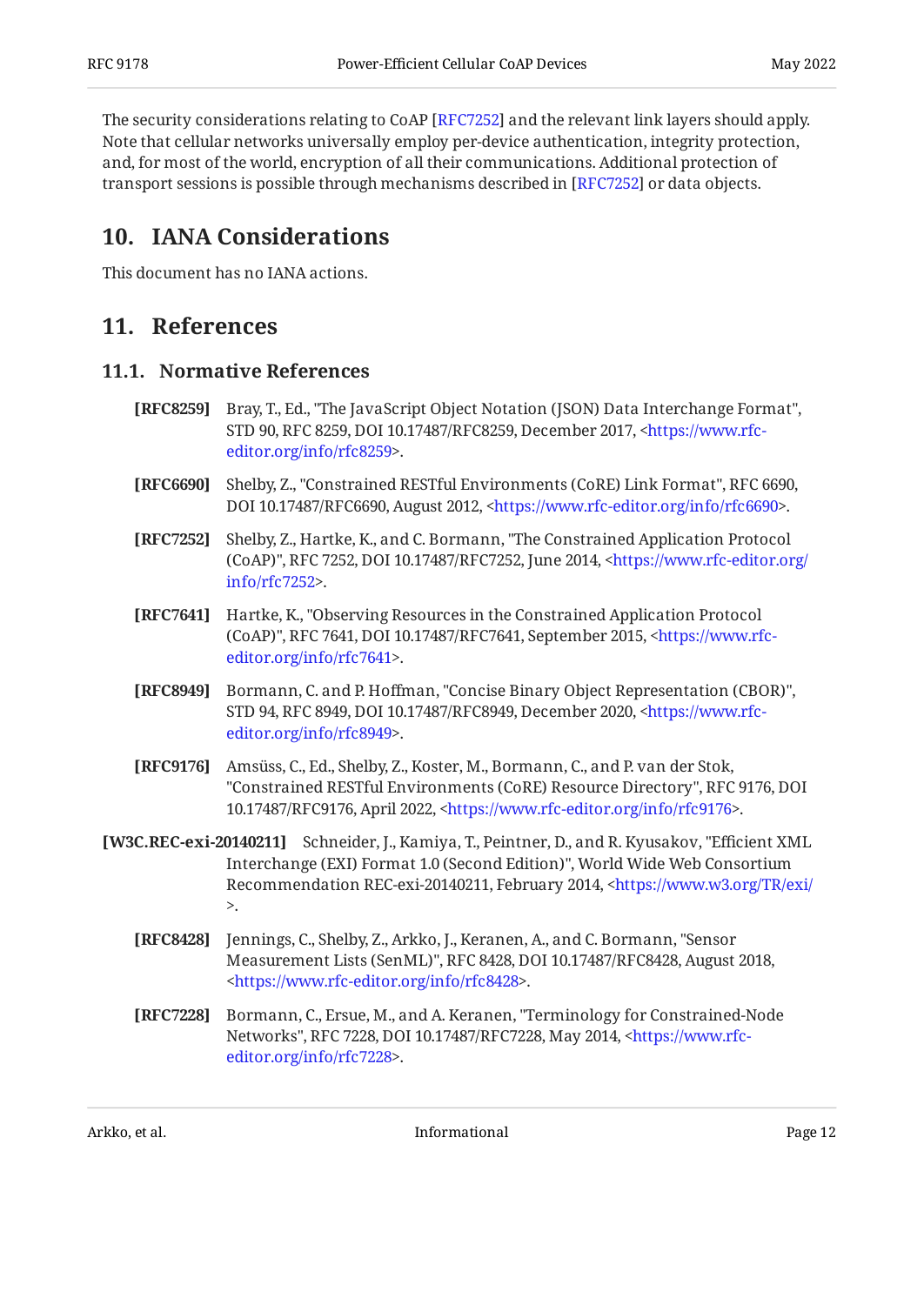The security considerations relating to CoAP [RFC7252] and the relevant link layers should apply. Note that cellular networks universally employ per-device authentication, integrity protection, and, for most of the world, encryption of all their communications. Additional protection of transport sessions is possible through mechanisms described in [RFC7252] or data objects.

## 10. IANA Considerations

This document has no IANA actions.

## 11. References

### 11.1. Normative References

**[RFC8259]** Bray, T., Ed., "The JavaScript Object Notation (JSON) Data Interchange Format", STD 90, RFC 8259, DOI 10.17487/RFC8259, December 2017, <https://www.rfc-editor.org/info/rfc8259>.

**[RFC6690]** Shelby, Z., "Constrained RESTful Environments (CoRE) Link Format", RFC 6690, DOI 10.17487/RFC6690, August 2012, <https://www.rfc-editor.org/info/rfc6690>.

**[RFC7252]** Shelby, Z., Hartke, K., and C. Bormann, "The Constrained Application Protocol (CoAP)", RFC 7252, DOI 10.17487/RFC7252, June 2014, <https://www.rfc-editor.org/info/rfc7252>.

**[RFC7641]** Hartke, K., "Observing Resources in the Constrained Application Protocol (CoAP)", RFC 7641, DOI 10.17487/RFC7641, September 2015, <https://www.rfc-editor.org/info/rfc7641>.

**[RFC8949]** Bormann, C. and P. Hoffman, "Concise Binary Object Representation (CBOR)", STD 94, RFC 8949, DOI 10.17487/RFC8949, December 2020, <https://www.rfc-editor.org/info/rfc8949>.

**[RFC9176]** Amsüss, C., Ed., Shelby, Z., Koster, M., Bormann, C., and P. van der Stok, "Constrained RESTful Environments (CoRE) Resource Directory", RFC 9176, DOI 10.17487/RFC9176, April 2022, <https://www.rfc-editor.org/info/rfc9176>.

**[W3C.REC-exi-20140211]** Schneider, J., Kamiya, T., Peintner, D., and R. Kyusakov, "Efficient XML Interchange (EXI) Format 1.0 (Second Edition)", World Wide Web Consortium Recommendation REC-exi-20140211, February 2014, <https://www.w3.org/TR/exi/>.

**[RFC8428]** Jennings, C., Shelby, Z., Arkko, J., Keranen, A., and C. Bormann, "Sensor Measurement Lists (SenML)", RFC 8428, DOI 10.17487/RFC8428, August 2018, <https://www.rfc-editor.org/info/rfc8428>.

**[RFC7228]** Bormann, C., Ersue, M., and A. Keranen, "Terminology for Constrained-Node Networks", RFC 7228, DOI 10.17487/RFC7228, May 2014, <https://www.rfc-editor.org/info/rfc7228>.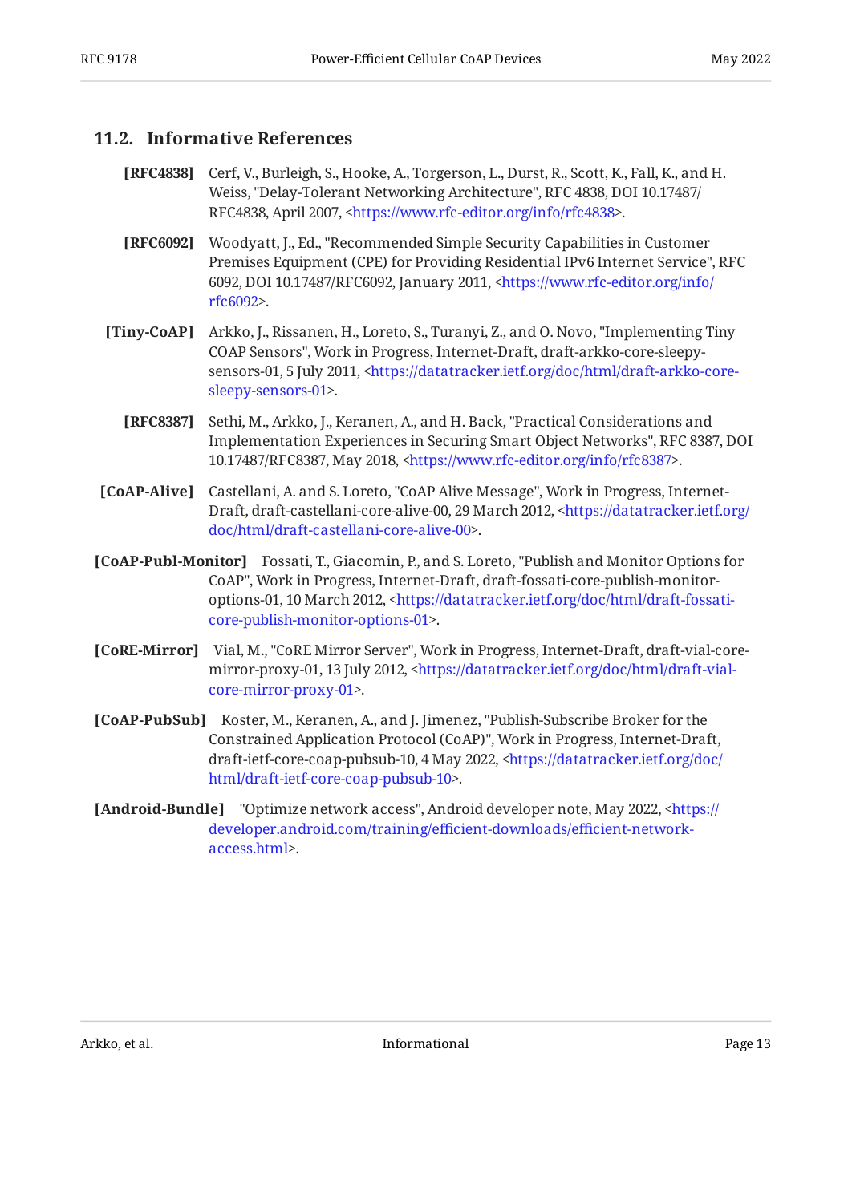## 11.2. Informative References

**[RFC4838]** Cerf, V., Burleigh, S., Hooke, A., Torgerson, L., Durst, R., Scott, K., Fall, K., and H. Weiss, "Delay-Tolerant Networking Architecture", RFC 4838, DOI 10.17487/RFC4838, April 2007, <https://www.rfc-editor.org/info/rfc4838>.

**[RFC6092]** Woodyatt, J., Ed., "Recommended Simple Security Capabilities in Customer Premises Equipment (CPE) for Providing Residential IPv6 Internet Service", RFC 6092, DOI 10.17487/RFC6092, January 2011, <https://www.rfc-editor.org/info/rfc6092>.

**[Tiny-CoAP]** Arkko, J., Rissanen, H., Loreto, S., Turanyi, Z., and O. Novo, "Implementing Tiny COAP Sensors", Work in Progress, Internet-Draft, draft-arkko-core-sleepy-sensors-01, 5 July 2011, <https://datatracker.ietf.org/doc/html/draft-arkko-core-sleepy-sensors-01>.

**[RFC8387]** Sethi, M., Arkko, J., Keranen, A., and H. Back, "Practical Considerations and Implementation Experiences in Securing Smart Object Networks", RFC 8387, DOI 10.17487/RFC8387, May 2018, <https://www.rfc-editor.org/info/rfc8387>.

**[CoAP-Alive]** Castellani, A. and S. Loreto, "CoAP Alive Message", Work in Progress, Internet-Draft, draft-castellani-core-alive-00, 29 March 2012, <https://datatracker.ietf.org/doc/html/draft-castellani-core-alive-00>.

**[CoAP-Publ-Monitor]** Fossati, T., Giacomin, P., and S. Loreto, "Publish and Monitor Options for CoAP", Work in Progress, Internet-Draft, draft-fossati-core-publish-monitor-options-01, 10 March 2012, <https://datatracker.ietf.org/doc/html/draft-fossati-core-publish-monitor-options-01>.

**[CoRE-Mirror]** Vial, M., "CoRE Mirror Server", Work in Progress, Internet-Draft, draft-vial-core-mirror-proxy-01, 13 July 2012, <https://datatracker.ietf.org/doc/html/draft-vial-core-mirror-proxy-01>.

**[CoAP-PubSub]** Koster, M., Keranen, A., and J. Jimenez, "Publish-Subscribe Broker for the Constrained Application Protocol (CoAP)", Work in Progress, Internet-Draft, draft-ietf-core-coap-pubsub-10, 4 May 2022, <https://datatracker.ietf.org/doc/html/draft-ietf-core-coap-pubsub-10>.

**[Android-Bundle]** "Optimize network access", Android developer note, May 2022, <https://developer.android.com/training/efficient-downloads/efficient-network-access.html>.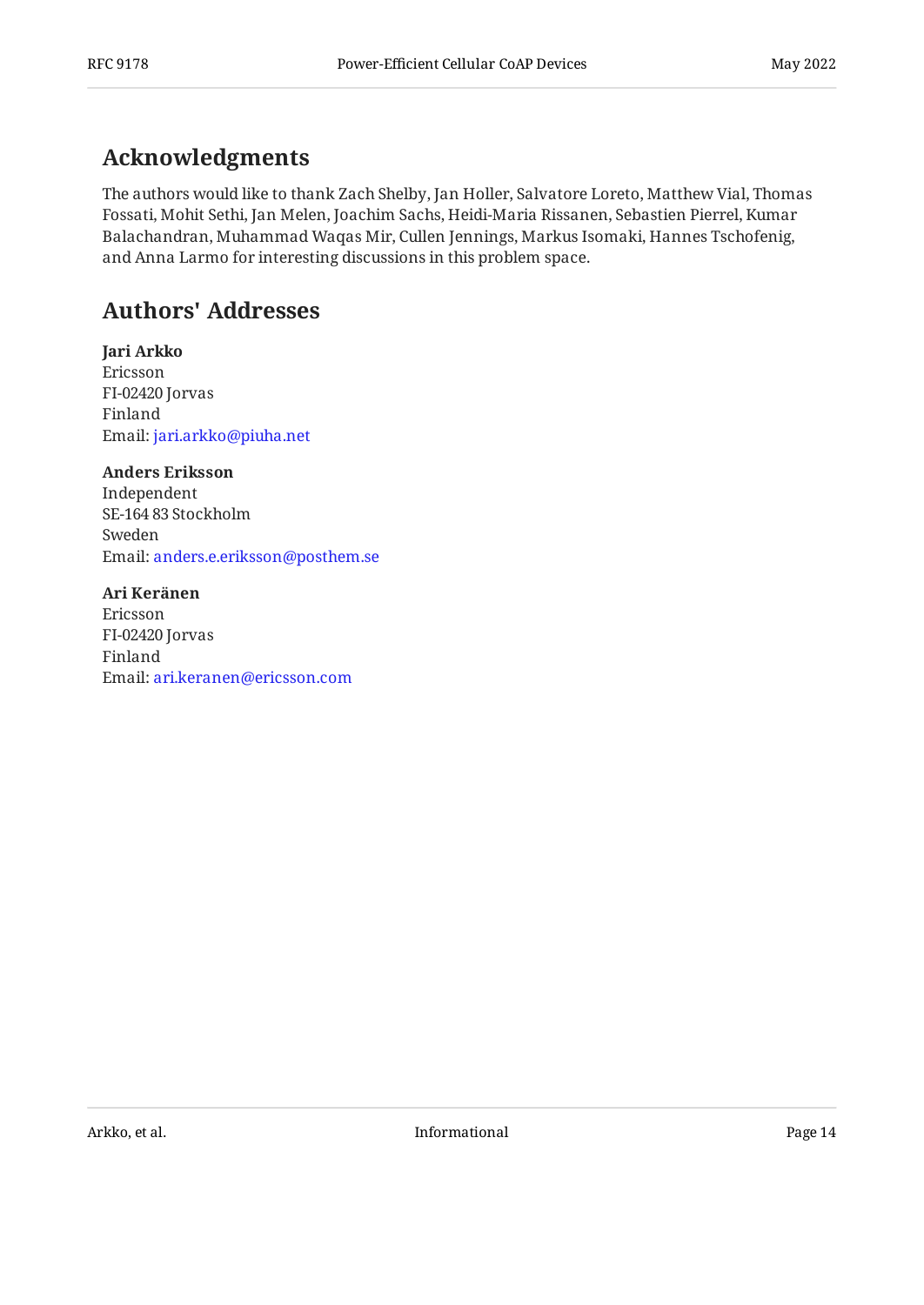## Acknowledgments

The authors would like to thank Zach Shelby, Jan Holler, Salvatore Loreto, Matthew Vial, Thomas Fossati, Mohit Sethi, Jan Melen, Joachim Sachs, Heidi-Maria Rissanen, Sebastien Pierrel, Kumar Balachandran, Muhammad Waqas Mir, Cullen Jennings, Markus Isomaki, Hannes Tschofenig, and Anna Larmo for interesting discussions in this problem space.

## Authors' Addresses

**Jari Arkko**
Ericsson
FI-02420 Jorvas
Finland
Email: jari.arkko@piuha.net

**Anders Eriksson**
Independent
SE-164 83 Stockholm
Sweden
Email: anders.e.eriksson@posthem.se

**Ari Keränen**
Ericsson
FI-02420 Jorvas
Finland
Email: ari.keranen@ericsson.com